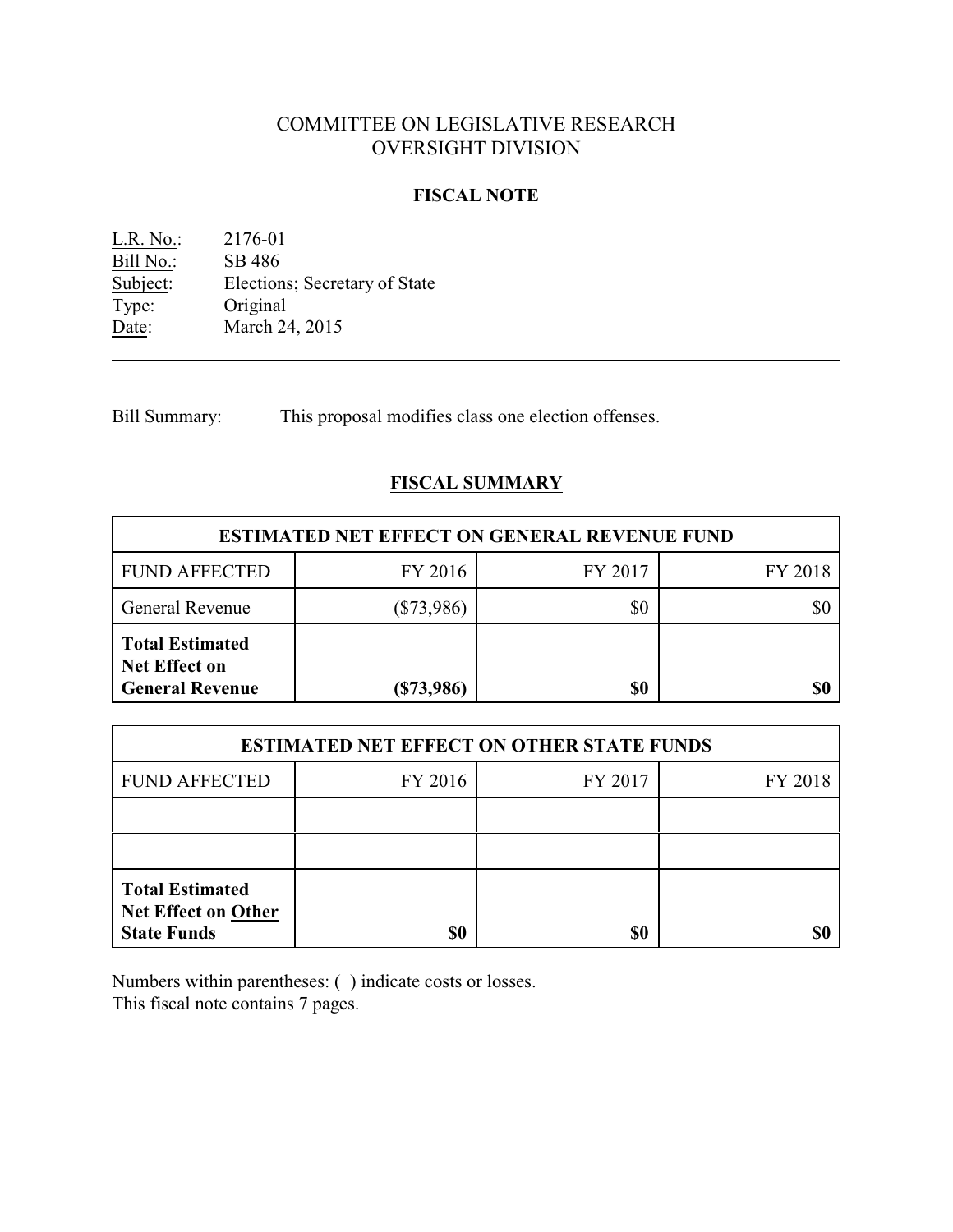# COMMITTEE ON LEGISLATIVE RESEARCH
# OVERSIGHT DIVISION

## FISCAL NOTE

L.R. No.: 2176-01
Bill No.: SB 486
Subject: Elections; Secretary of State
Type: Original
Date: March 24, 2015

---

Bill Summary: This proposal modifies class one election offenses.

## FISCAL SUMMARY

| ESTIMATED NET EFFECT ON GENERAL REVENUE FUND | | | |
|---|---|---|---|
| FUND AFFECTED | FY 2016 | FY 2017 | FY 2018 |
| General Revenue | ($73,986) | $0 | $0 |
| **Total Estimated Net Effect on General Revenue** | **($73,986)** | **$0** | **$0** |

| ESTIMATED NET EFFECT ON OTHER STATE FUNDS | | | |
|---|---|---|---|
| FUND AFFECTED | FY 2016 | FY 2017 | FY 2018 |
| | | | |
| | | | |
| **Total Estimated Net Effect on Other State Funds** | **$0** | **$0** | **$0** |

Numbers within parentheses: ( ) indicate costs or losses.
This fiscal note contains 7 pages.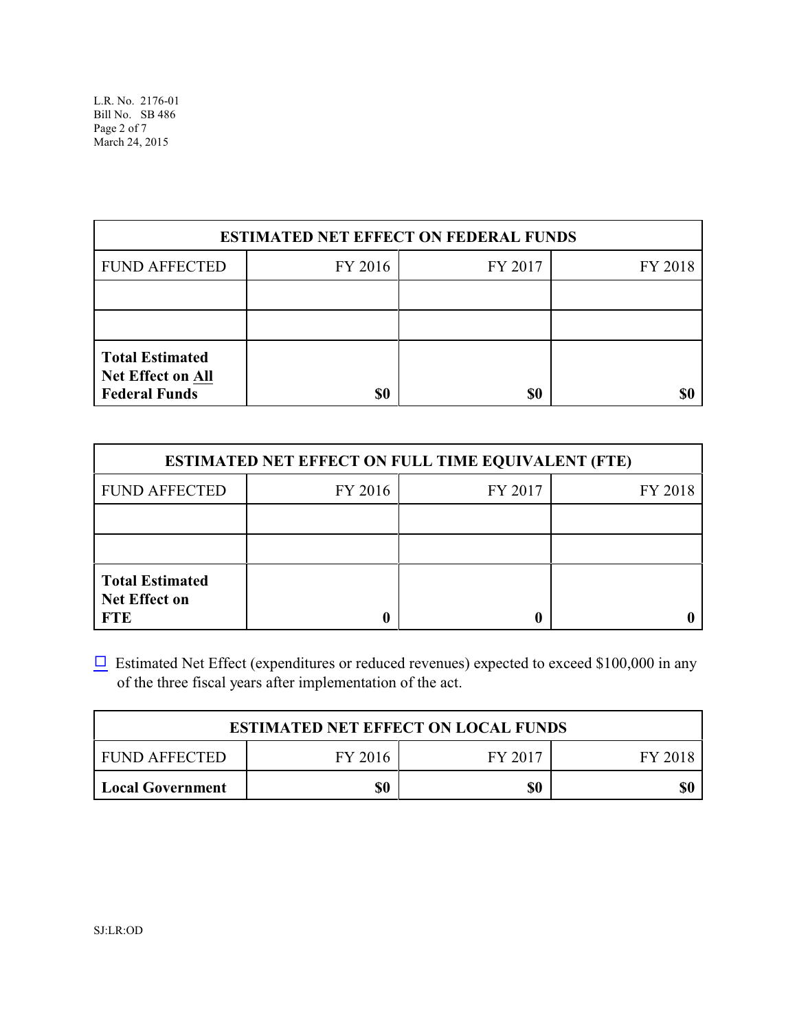| ESTIMATED NET EFFECT ON FEDERAL FUNDS | | | |
|---|---|---|---|
| FUND AFFECTED | FY 2016 | FY 2017 | FY 2018 |
| | | | |
| | | | |
| **Total Estimated Net Effect on All Federal Funds** | **$0** | **$0** | **$0** |

| ESTIMATED NET EFFECT ON FULL TIME EQUIVALENT (FTE) | | | |
|---|---|---|---|
| FUND AFFECTED | FY 2016 | FY 2017 | FY 2018 |
| | | | |
| | | | |
| **Total Estimated Net Effect on FTE** | **0** | **0** | **0** |

☐ Estimated Net Effect (expenditures or reduced revenues) expected to exceed $100,000 in any of the three fiscal years after implementation of the act.

| ESTIMATED NET EFFECT ON LOCAL FUNDS | | | |
|---|---|---|---|
| FUND AFFECTED | FY 2016 | FY 2017 | FY 2018 |
| **Local Government** | **$0** | **$0** | **$0** |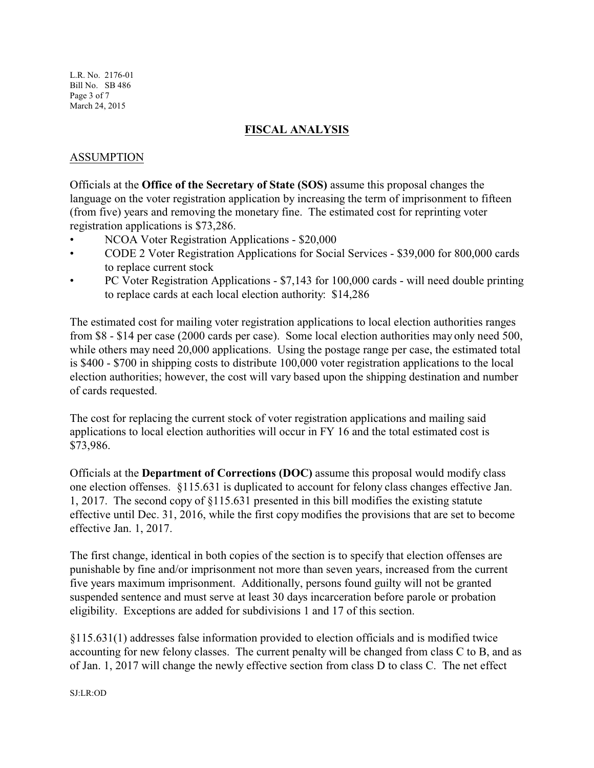## FISCAL ANALYSIS

### ASSUMPTION

Officials at the **Office of the Secretary of State (SOS)** assume this proposal changes the language on the voter registration application by increasing the term of imprisonment to fifteen (from five) years and removing the monetary fine. The estimated cost for reprinting voter registration applications is $73,286.

- NCOA Voter Registration Applications - $20,000
- CODE 2 Voter Registration Applications for Social Services - $39,000 for 800,000 cards to replace current stock
- PC Voter Registration Applications - $7,143 for 100,000 cards - will need double printing to replace cards at each local election authority: $14,286

The estimated cost for mailing voter registration applications to local election authorities ranges from $8 - $14 per case (2000 cards per case). Some local election authorities may only need 500, while others may need 20,000 applications. Using the postage range per case, the estimated total is $400 - $700 in shipping costs to distribute 100,000 voter registration applications to the local election authorities; however, the cost will vary based upon the shipping destination and number of cards requested.

The cost for replacing the current stock of voter registration applications and mailing said applications to local election authorities will occur in FY 16 and the total estimated cost is $73,986.

Officials at the **Department of Corrections (DOC)** assume this proposal would modify class one election offenses. §115.631 is duplicated to account for felony class changes effective Jan. 1, 2017. The second copy of §115.631 presented in this bill modifies the existing statute effective until Dec. 31, 2016, while the first copy modifies the provisions that are set to become effective Jan. 1, 2017.

The first change, identical in both copies of the section is to specify that election offenses are punishable by fine and/or imprisonment not more than seven years, increased from the current five years maximum imprisonment. Additionally, persons found guilty will not be granted suspended sentence and must serve at least 30 days incarceration before parole or probation eligibility. Exceptions are added for subdivisions 1 and 17 of this section.

§115.631(1) addresses false information provided to election officials and is modified twice accounting for new felony classes. The current penalty will be changed from class C to B, and as of Jan. 1, 2017 will change the newly effective section from class D to class C. The net effect

SJ:LR:OD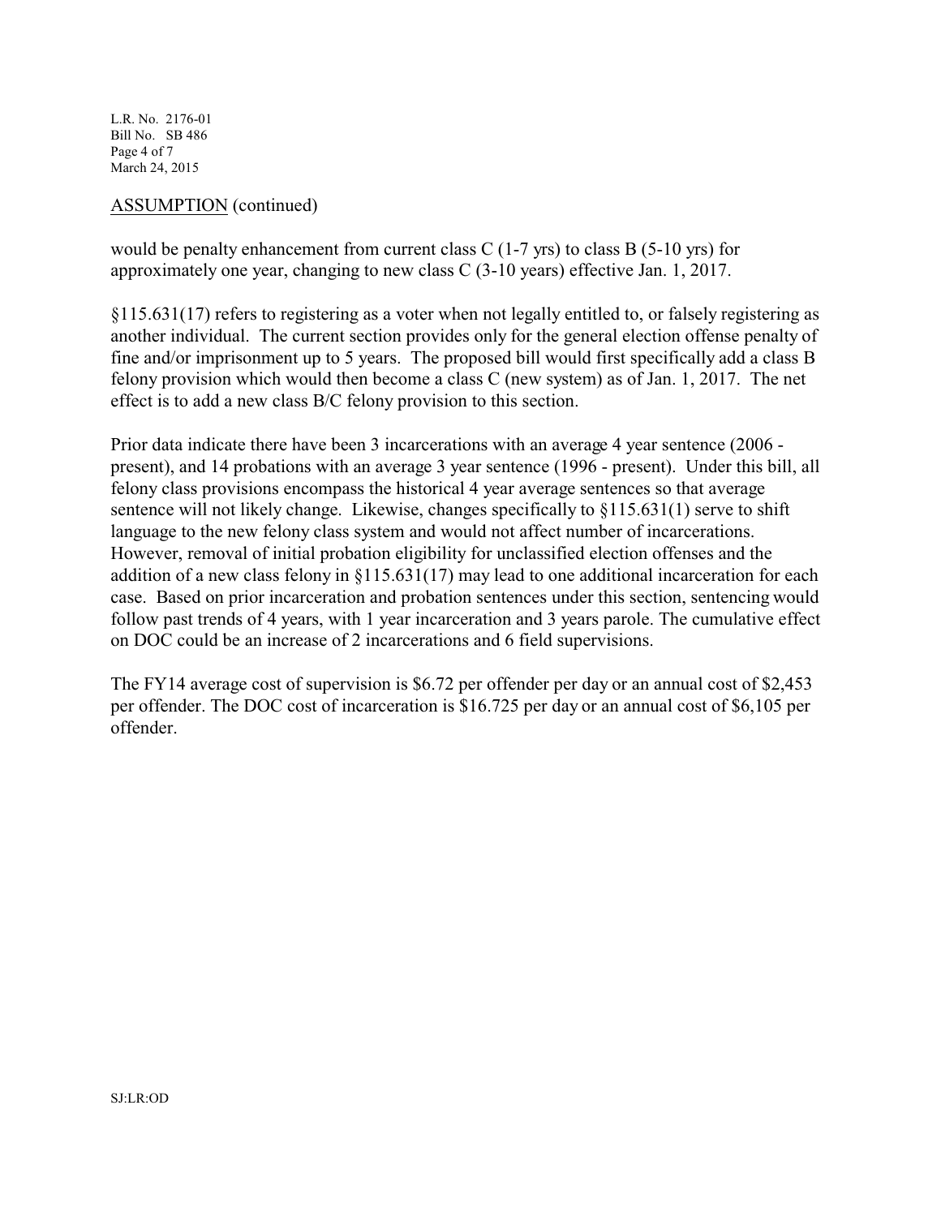ASSUMPTION (continued)

would be penalty enhancement from current class C (1-7 yrs) to class B (5-10 yrs) for approximately one year, changing to new class C (3-10 years) effective Jan. 1, 2017.

§115.631(17) refers to registering as a voter when not legally entitled to, or falsely registering as another individual. The current section provides only for the general election offense penalty of fine and/or imprisonment up to 5 years. The proposed bill would first specifically add a class B felony provision which would then become a class C (new system) as of Jan. 1, 2017. The net effect is to add a new class B/C felony provision to this section.

Prior data indicate there have been 3 incarcerations with an average 4 year sentence (2006 - present), and 14 probations with an average 3 year sentence (1996 - present). Under this bill, all felony class provisions encompass the historical 4 year average sentences so that average sentence will not likely change. Likewise, changes specifically to §115.631(1) serve to shift language to the new felony class system and would not affect number of incarcerations. However, removal of initial probation eligibility for unclassified election offenses and the addition of a new class felony in §115.631(17) may lead to one additional incarceration for each case. Based on prior incarceration and probation sentences under this section, sentencing would follow past trends of 4 years, with 1 year incarceration and 3 years parole. The cumulative effect on DOC could be an increase of 2 incarcerations and 6 field supervisions.

The FY14 average cost of supervision is $6.72 per offender per day or an annual cost of $2,453 per offender. The DOC cost of incarceration is $16.725 per day or an annual cost of $6,105 per offender.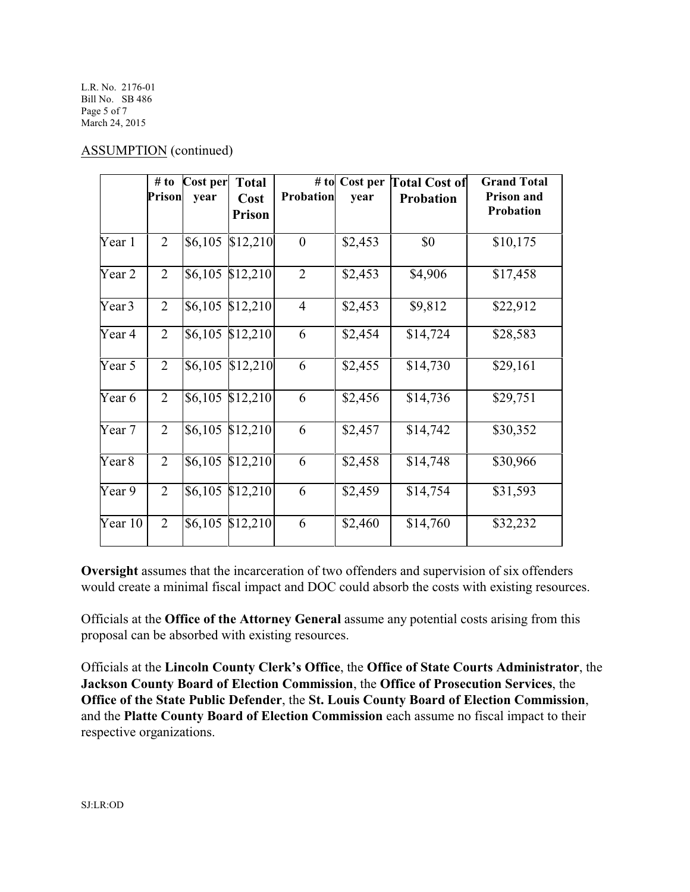ASSUMPTION (continued)

| | # to Prison | Cost per year | Total Cost Prison | # to Probation | Cost per year | Total Cost of Probation | Grand Total Prison and Probation |
|---|---|---|---|---|---|---|---|
| Year 1 | 2 | $6,105 | $12,210 | 0 | $2,453 | $0 | $10,175 |
| Year 2 | 2 | $6,105 | $12,210 | 2 | $2,453 | $4,906 | $17,458 |
| Year 3 | 2 | $6,105 | $12,210 | 4 | $2,453 | $9,812 | $22,912 |
| Year 4 | 2 | $6,105 | $12,210 | 6 | $2,454 | $14,724 | $28,583 |
| Year 5 | 2 | $6,105 | $12,210 | 6 | $2,455 | $14,730 | $29,161 |
| Year 6 | 2 | $6,105 | $12,210 | 6 | $2,456 | $14,736 | $29,751 |
| Year 7 | 2 | $6,105 | $12,210 | 6 | $2,457 | $14,742 | $30,352 |
| Year 8 | 2 | $6,105 | $12,210 | 6 | $2,458 | $14,748 | $30,966 |
| Year 9 | 2 | $6,105 | $12,210 | 6 | $2,459 | $14,754 | $31,593 |
| Year 10 | 2 | $6,105 | $12,210 | 6 | $2,460 | $14,760 | $32,232 |

**Oversight** assumes that the incarceration of two offenders and supervision of six offenders would create a minimal fiscal impact and DOC could absorb the costs with existing resources.

Officials at the **Office of the Attorney General** assume any potential costs arising from this proposal can be absorbed with existing resources.

Officials at the **Lincoln County Clerk's Office**, the **Office of State Courts Administrator**, the **Jackson County Board of Election Commission**, the **Office of Prosecution Services**, the **Office of the State Public Defender**, the **St. Louis County Board of Election Commission**, and the **Platte County Board of Election Commission** each assume no fiscal impact to their respective organizations.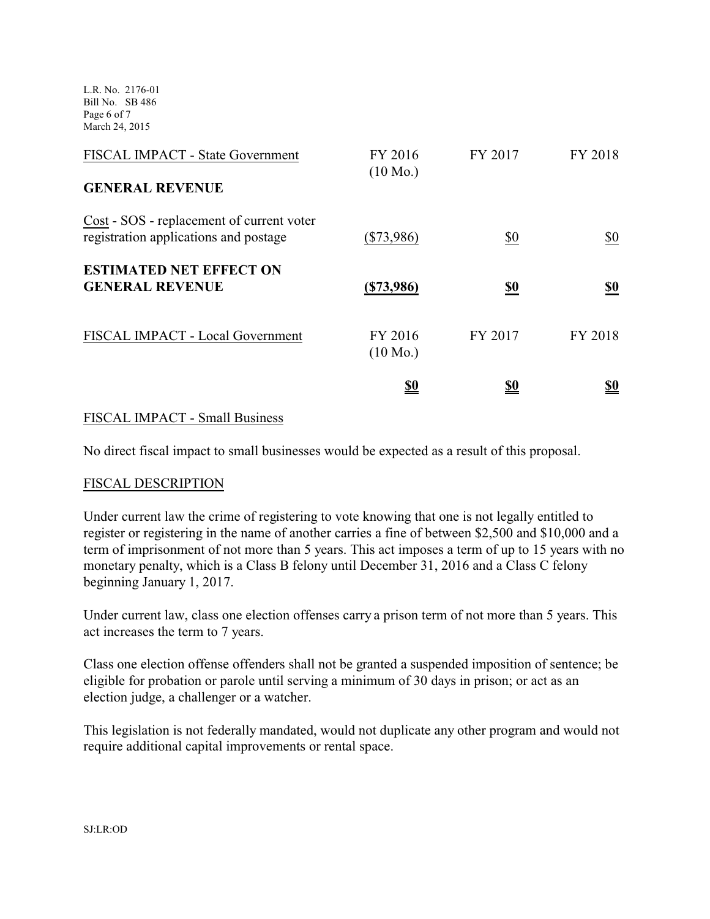| FISCAL IMPACT - State Government | FY 2016 (10 Mo.) | FY 2017 | FY 2018 |
|---|---|---|---|
| **GENERAL REVENUE** | | | |
| Cost - SOS - replacement of current voter registration applications and postage | ($73,986) | $0 | $0 |
| **ESTIMATED NET EFFECT ON GENERAL REVENUE** | **($73,986)** | **$0** | **$0** |

| FISCAL IMPACT - Local Government | FY 2016 (10 Mo.) | FY 2017 | FY 2018 |
|---|---|---|---|
| | **$0** | **$0** | **$0** |

FISCAL IMPACT - Small Business

No direct fiscal impact to small businesses would be expected as a result of this proposal.

FISCAL DESCRIPTION

Under current law the crime of registering to vote knowing that one is not legally entitled to register or registering in the name of another carries a fine of between $2,500 and $10,000 and a term of imprisonment of not more than 5 years. This act imposes a term of up to 15 years with no monetary penalty, which is a Class B felony until December 31, 2016 and a Class C felony beginning January 1, 2017.

Under current law, class one election offenses carry a prison term of not more than 5 years. This act increases the term to 7 years.

Class one election offense offenders shall not be granted a suspended imposition of sentence; be eligible for probation or parole until serving a minimum of 30 days in prison; or act as an election judge, a challenger or a watcher.

This legislation is not federally mandated, would not duplicate any other program and would not require additional capital improvements or rental space.

SJ:LR:OD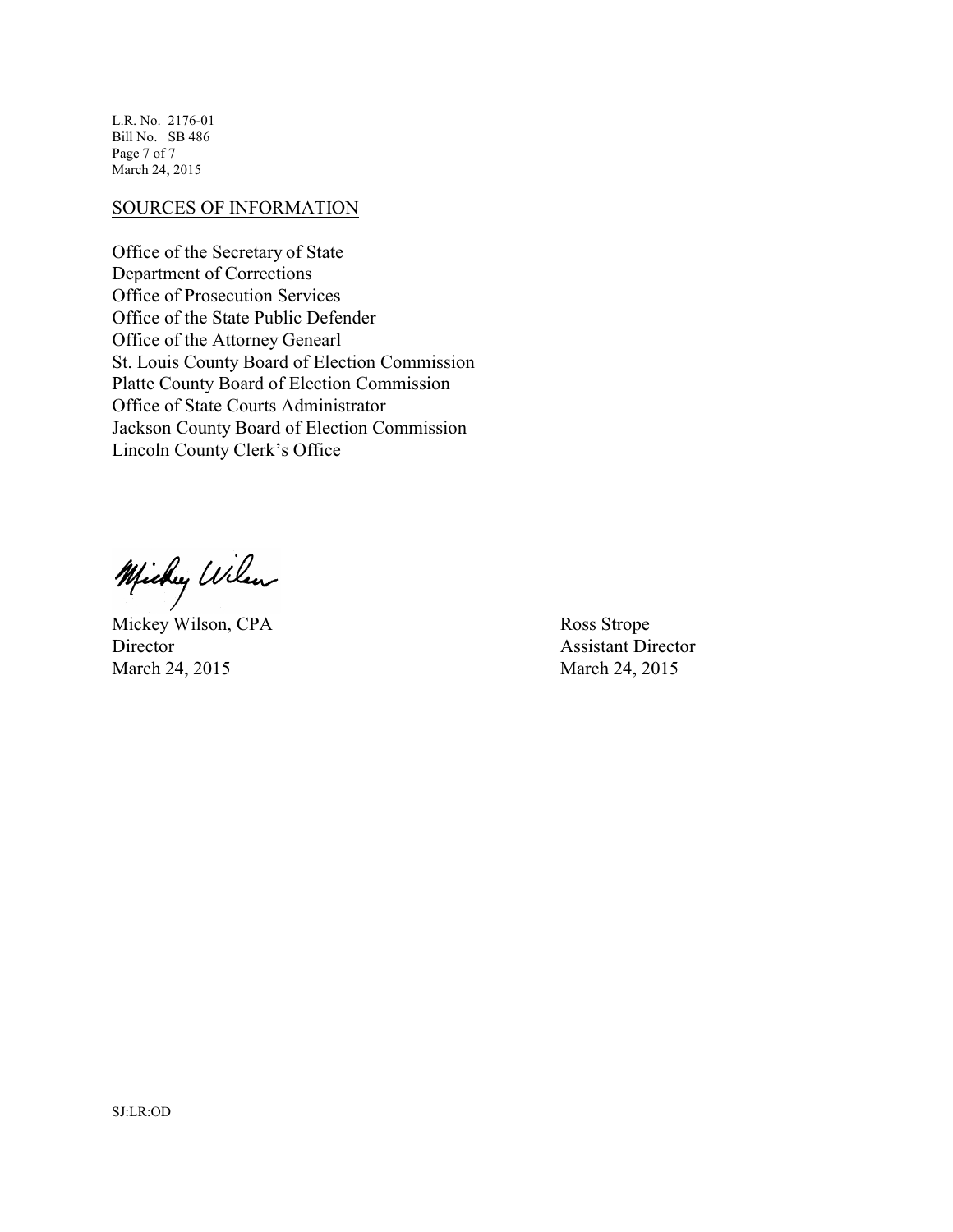## SOURCES OF INFORMATION

Office of the Secretary of State
Department of Corrections
Office of Prosecution Services
Office of the State Public Defender
Office of the Attorney Genearl
St. Louis County Board of Election Commission
Platte County Board of Election Commission
Office of State Courts Administrator
Jackson County Board of Election Commission
Lincoln County Clerk's Office

Mickey Wilson, CA
Director
March 24, 2015

Ross Strope
Assistant Director
March 24, 2015

SJ:LR:OD